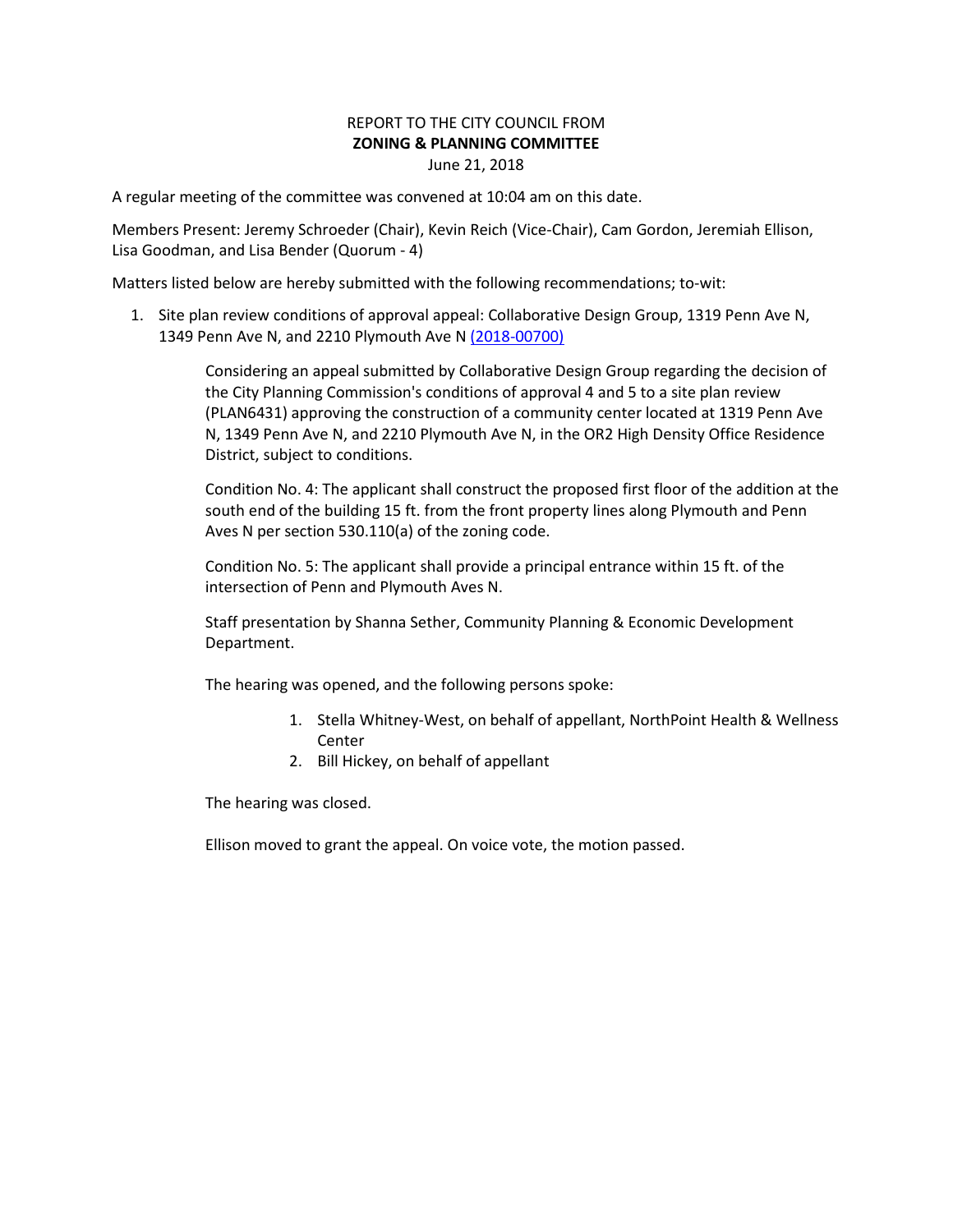REPORT TO THE CITY COUNCIL FROM

**ZONING & PLANNING COMMITTEE**

June 21, 2018

A regular meeting of the committee was convened at 10:04 am on this date.

Members Present: Jeremy Schroeder (Chair), Kevin Reich (Vice-Chair), Cam Gordon, Jeremiah Ellison, Lisa Goodman, and Lisa Bender (Quorum - 4)

Matters listed below are hereby submitted with the following recommendations; to-wit:

1. Site plan review conditions of approval appeal: Collaborative Design Group, 1319 Penn Ave N, 1349 Penn Ave N, and 2210 Plymouth Ave N (2018-00700)

   Considering an appeal submitted by Collaborative Design Group regarding the decision of the City Planning Commission's conditions of approval 4 and 5 to a site plan review (PLAN6431) approving the construction of a community center located at 1319 Penn Ave N, 1349 Penn Ave N, and 2210 Plymouth Ave N, in the OR2 High Density Office Residence District, subject to conditions.

   Condition No. 4: The applicant shall construct the proposed first floor of the addition at the south end of the building 15 ft. from the front property lines along Plymouth and Penn Aves N per section 530.110(a) of the zoning code.

   Condition No. 5: The applicant shall provide a principal entrance within 15 ft. of the intersection of Penn and Plymouth Aves N.

   Staff presentation by Shanna Sether, Community Planning & Economic Development Department.

   The hearing was opened, and the following persons spoke:

   1. Stella Whitney-West, on behalf of appellant, NorthPoint Health & Wellness Center
   2. Bill Hickey, on behalf of appellant

   The hearing was closed.

   Ellison moved to grant the appeal. On voice vote, the motion passed.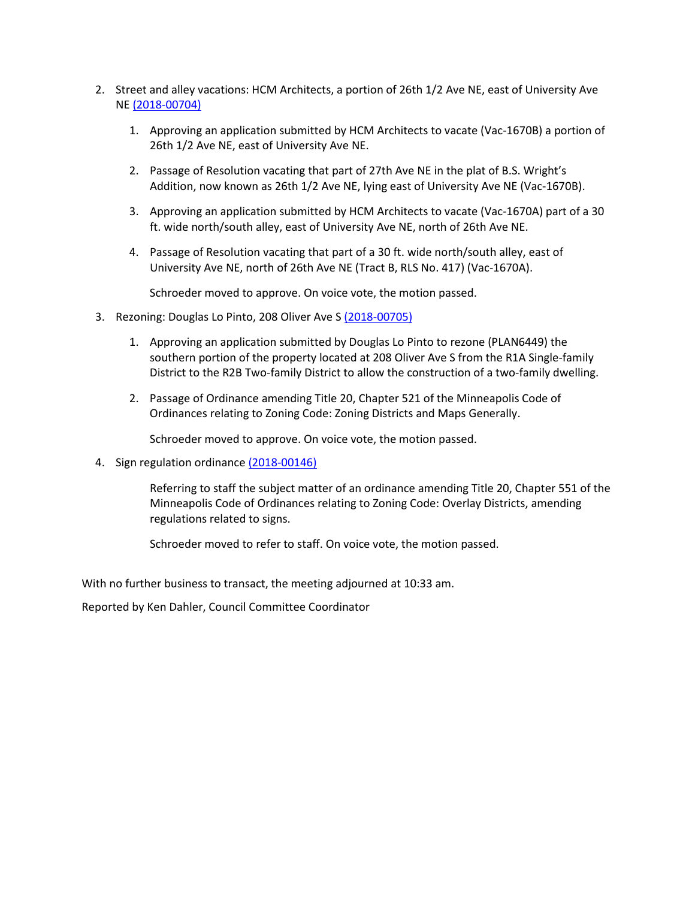2. Street and alley vacations: HCM Architects, a portion of 26th 1/2 Ave NE, east of University Ave NE (2018-00704)

    1. Approving an application submitted by HCM Architects to vacate (Vac-1670B) a portion of 26th 1/2 Ave NE, east of University Ave NE.

    2. Passage of Resolution vacating that part of 27th Ave NE in the plat of B.S. Wright's Addition, now known as 26th 1/2 Ave NE, lying east of University Ave NE (Vac-1670B).

    3. Approving an application submitted by HCM Architects to vacate (Vac-1670A) part of a 30 ft. wide north/south alley, east of University Ave NE, north of 26th Ave NE.

    4. Passage of Resolution vacating that part of a 30 ft. wide north/south alley, east of University Ave NE, north of 26th Ave NE (Tract B, RLS No. 417) (Vac-1670A).

    Schroeder moved to approve. On voice vote, the motion passed.

3. Rezoning: Douglas Lo Pinto, 208 Oliver Ave S (2018-00705)

    1. Approving an application submitted by Douglas Lo Pinto to rezone (PLAN6449) the southern portion of the property located at 208 Oliver Ave S from the R1A Single-family District to the R2B Two-family District to allow the construction of a two-family dwelling.

    2. Passage of Ordinance amending Title 20, Chapter 521 of the Minneapolis Code of Ordinances relating to Zoning Code: Zoning Districts and Maps Generally.

    Schroeder moved to approve. On voice vote, the motion passed.

4. Sign regulation ordinance (2018-00146)

    Referring to staff the subject matter of an ordinance amending Title 20, Chapter 551 of the Minneapolis Code of Ordinances relating to Zoning Code: Overlay Districts, amending regulations related to signs.

    Schroeder moved to refer to staff. On voice vote, the motion passed.

With no further business to transact, the meeting adjourned at 10:33 am.

Reported by Ken Dahler, Council Committee Coordinator